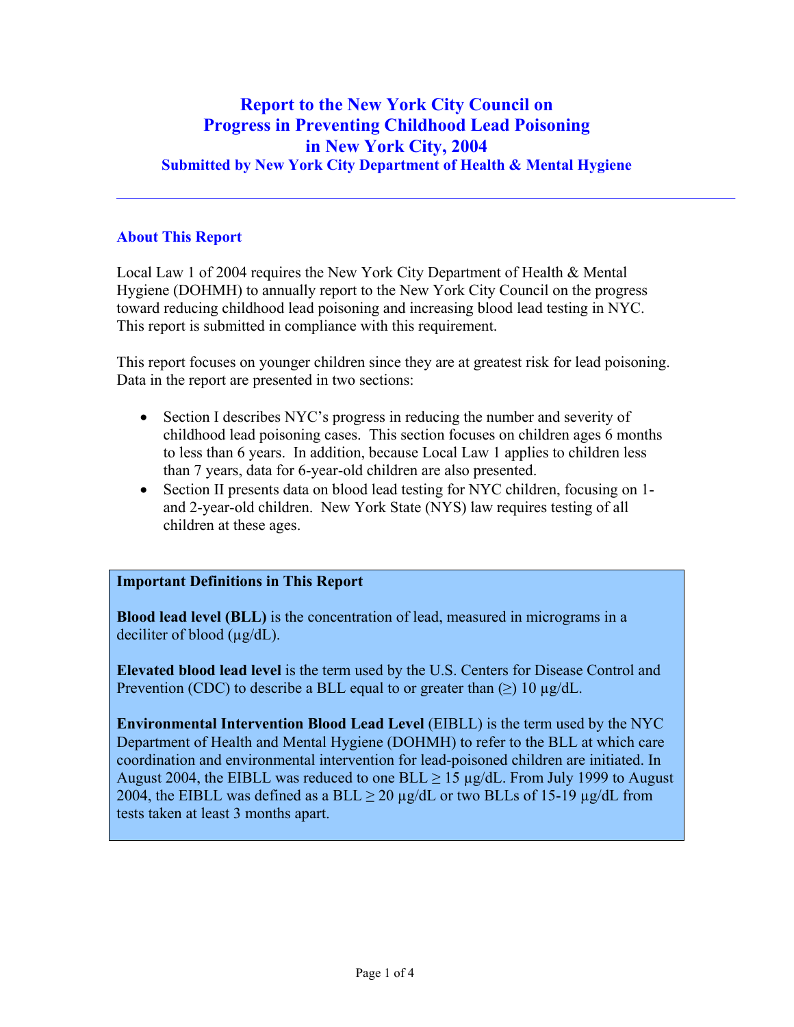# Report to the New York City Council on Progress in Preventing Childhood Lead Poisoning in New York City, 2004

### Submitted by New York City Department of Health & Mental Hygiene

---

## About This Report

Local Law 1 of 2004 requires the New York City Department of Health & Mental Hygiene (DOHMH) to annually report to the New York City Council on the progress toward reducing childhood lead poisoning and increasing blood lead testing in NYC. This report is submitted in compliance with this requirement.

This report focuses on younger children since they are at greatest risk for lead poisoning. Data in the report are presented in two sections:

- Section I describes NYC's progress in reducing the number and severity of childhood lead poisoning cases. This section focuses on children ages 6 months to less than 6 years. In addition, because Local Law 1 applies to children less than 7 years, data for 6-year-old children are also presented.
- Section II presents data on blood lead testing for NYC children, focusing on 1- and 2-year-old children. New York State (NYS) law requires testing of all children at these ages.

**Important Definitions in This Report**

**Blood lead level (BLL)** is the concentration of lead, measured in micrograms in a deciliter of blood (µg/dL).

**Elevated blood lead level** is the term used by the U.S. Centers for Disease Control and Prevention (CDC) to describe a BLL equal to or greater than (≥) 10 µg/dL.

**Environmental Intervention Blood Lead Level** (EIBLL) is the term used by the NYC Department of Health and Mental Hygiene (DOHMH) to refer to the BLL at which care coordination and environmental intervention for lead-poisoned children are initiated. In August 2004, the EIBLL was reduced to one BLL ≥ 15 µg/dL. From July 1999 to August 2004, the EIBLL was defined as a BLL ≥ 20 µg/dL or two BLLs of 15-19 µg/dL from tests taken at least 3 months apart.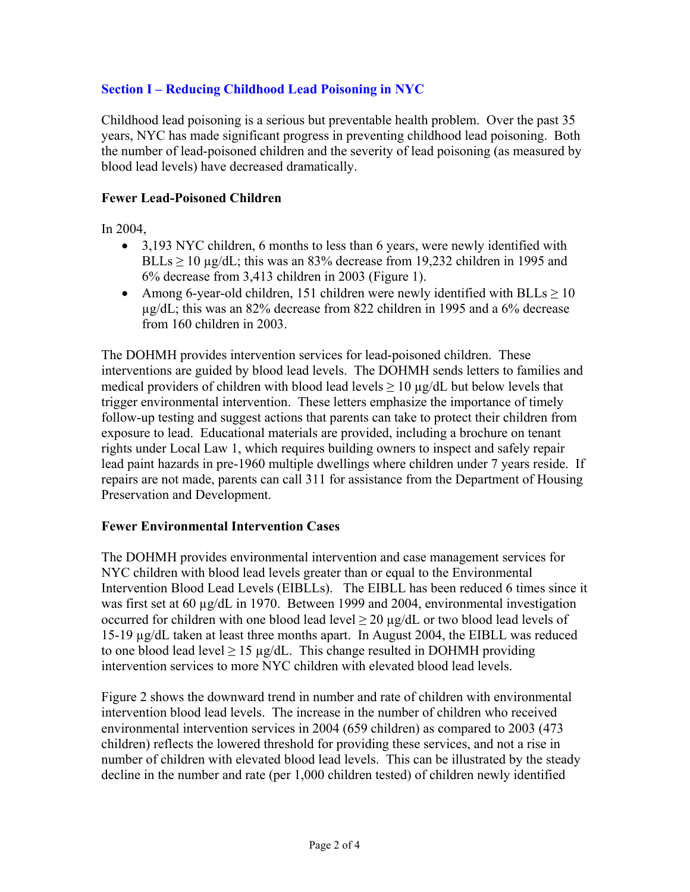## Section I – Reducing Childhood Lead Poisoning in NYC

Childhood lead poisoning is a serious but preventable health problem. Over the past 35 years, NYC has made significant progress in preventing childhood lead poisoning. Both the number of lead-poisoned children and the severity of lead poisoning (as measured by blood lead levels) have decreased dramatically.

### Fewer Lead-Poisoned Children

In 2004,

- 3,193 NYC children, 6 months to less than 6 years, were newly identified with BLLs ≥ 10 µg/dL; this was an 83% decrease from 19,232 children in 1995 and 6% decrease from 3,413 children in 2003 (Figure 1).
- Among 6-year-old children, 151 children were newly identified with BLLs ≥ 10 µg/dL; this was an 82% decrease from 822 children in 1995 and a 6% decrease from 160 children in 2003.

The DOHMH provides intervention services for lead-poisoned children. These interventions are guided by blood lead levels. The DOHMH sends letters to families and medical providers of children with blood lead levels ≥ 10 µg/dL but below levels that trigger environmental intervention. These letters emphasize the importance of timely follow-up testing and suggest actions that parents can take to protect their children from exposure to lead. Educational materials are provided, including a brochure on tenant rights under Local Law 1, which requires building owners to inspect and safely repair lead paint hazards in pre-1960 multiple dwellings where children under 7 years reside. If repairs are not made, parents can call 311 for assistance from the Department of Housing Preservation and Development.

### Fewer Environmental Intervention Cases

The DOHMH provides environmental intervention and case management services for NYC children with blood lead levels greater than or equal to the Environmental Intervention Blood Lead Levels (EIBLLs). The EIBLL has been reduced 6 times since it was first set at 60 µg/dL in 1970. Between 1999 and 2004, environmental investigation occurred for children with one blood lead level ≥ 20 µg/dL or two blood lead levels of 15-19 µg/dL taken at least three months apart. In August 2004, the EIBLL was reduced to one blood lead level ≥ 15 µg/dL. This change resulted in DOHMH providing intervention services to more NYC children with elevated blood lead levels.

Figure 2 shows the downward trend in number and rate of children with environmental intervention blood lead levels. The increase in the number of children who received environmental intervention services in 2004 (659 children) as compared to 2003 (473 children) reflects the lowered threshold for providing these services, and not a rise in number of children with elevated blood lead levels. This can be illustrated by the steady decline in the number and rate (per 1,000 children tested) of children newly identified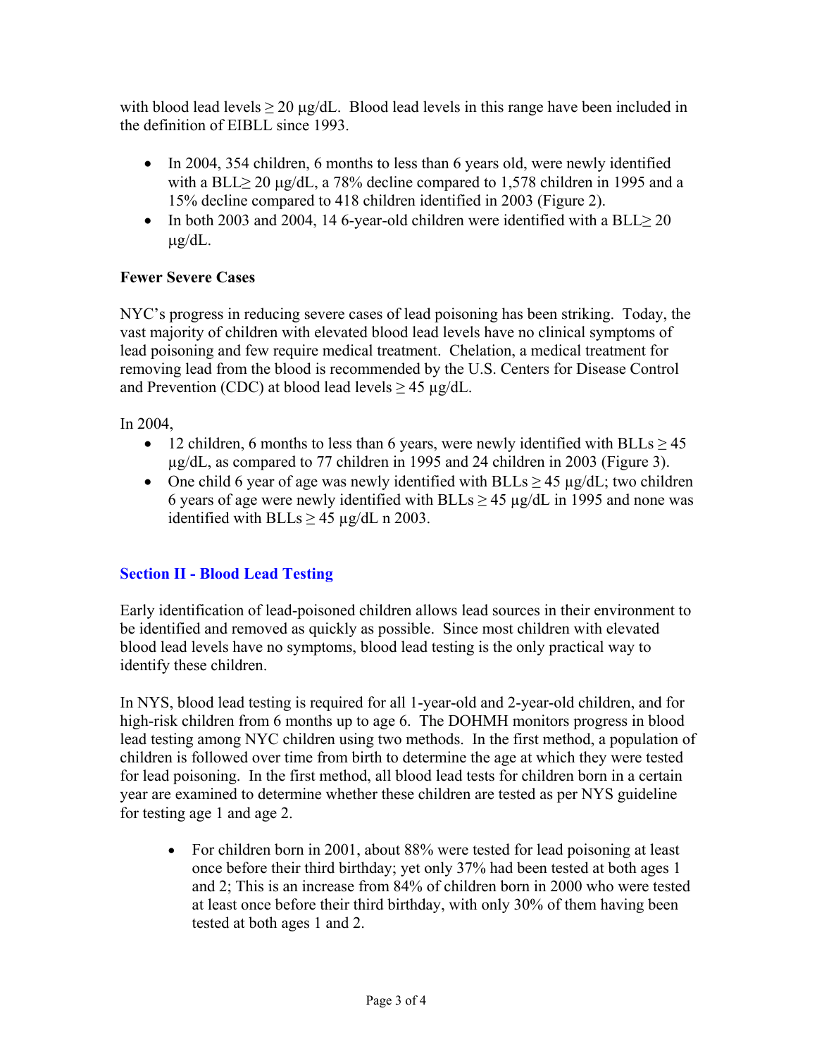with blood lead levels ≥ 20 μg/dL. Blood lead levels in this range have been included in the definition of EIBLL since 1993.

- In 2004, 354 children, 6 months to less than 6 years old, were newly identified with a BLL≥ 20 μg/dL, a 78% decline compared to 1,578 children in 1995 and a 15% decline compared to 418 children identified in 2003 (Figure 2).
- In both 2003 and 2004, 14 6-year-old children were identified with a BLL≥ 20 μg/dL.

**Fewer Severe Cases**

NYC's progress in reducing severe cases of lead poisoning has been striking. Today, the vast majority of children with elevated blood lead levels have no clinical symptoms of lead poisoning and few require medical treatment. Chelation, a medical treatment for removing lead from the blood is recommended by the U.S. Centers for Disease Control and Prevention (CDC) at blood lead levels ≥ 45 μg/dL.

In 2004,

- 12 children, 6 months to less than 6 years, were newly identified with BLLs ≥ 45 μg/dL, as compared to 77 children in 1995 and 24 children in 2003 (Figure 3).
- One child 6 year of age was newly identified with BLLs ≥ 45 μg/dL; two children 6 years of age were newly identified with BLLs ≥ 45 μg/dL in 1995 and none was identified with BLLs ≥ 45 μg/dL n 2003.

## Section II - Blood Lead Testing

Early identification of lead-poisoned children allows lead sources in their environment to be identified and removed as quickly as possible. Since most children with elevated blood lead levels have no symptoms, blood lead testing is the only practical way to identify these children.

In NYS, blood lead testing is required for all 1-year-old and 2-year-old children, and for high-risk children from 6 months up to age 6. The DOHMH monitors progress in blood lead testing among NYC children using two methods. In the first method, a population of children is followed over time from birth to determine the age at which they were tested for lead poisoning. In the first method, all blood lead tests for children born in a certain year are examined to determine whether these children are tested as per NYS guideline for testing age 1 and age 2.

- For children born in 2001, about 88% were tested for lead poisoning at least once before their third birthday; yet only 37% had been tested at both ages 1 and 2; This is an increase from 84% of children born in 2000 who were tested at least once before their third birthday, with only 30% of them having been tested at both ages 1 and 2.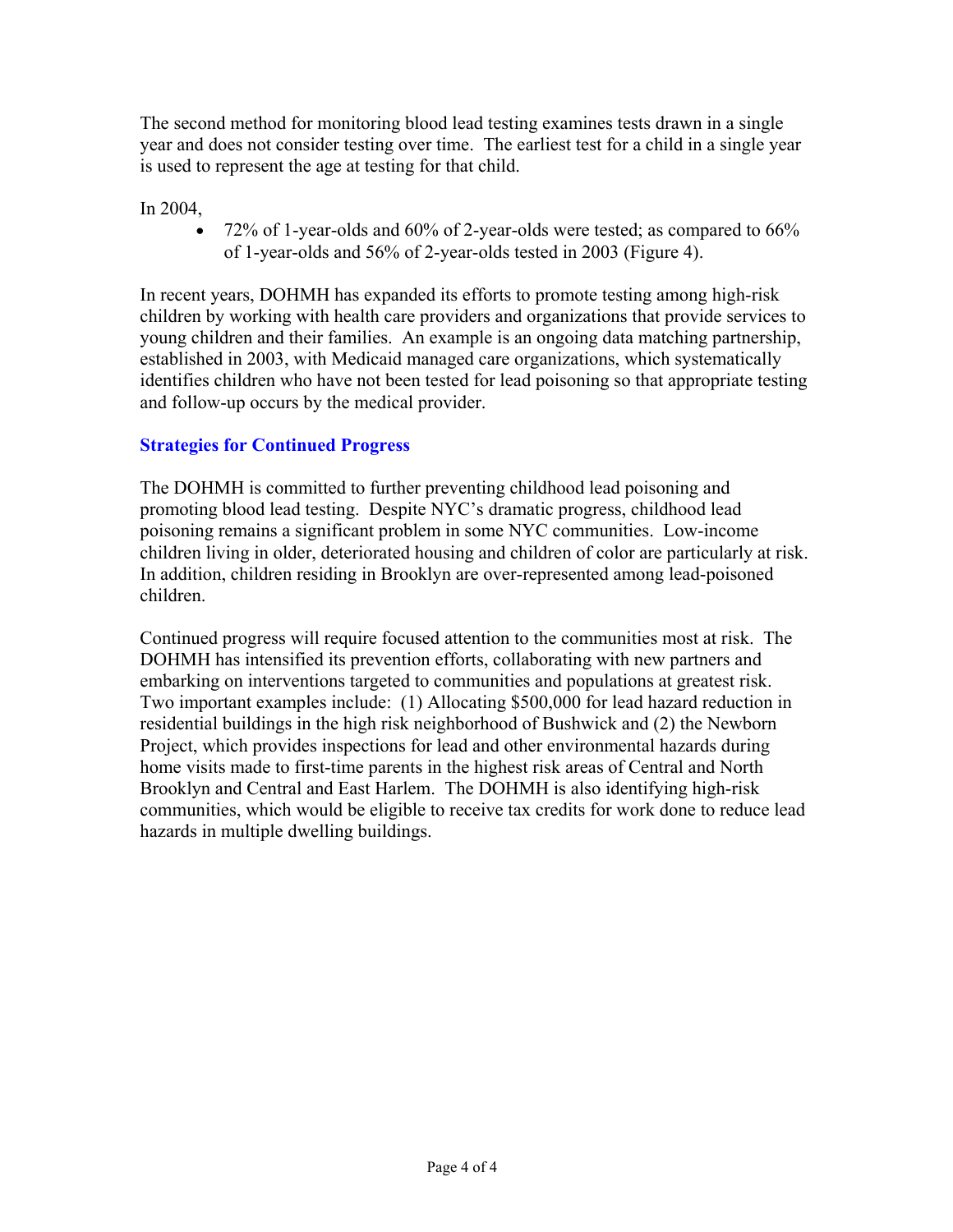The second method for monitoring blood lead testing examines tests drawn in a single year and does not consider testing over time. The earliest test for a child in a single year is used to represent the age at testing for that child.

In 2004,

- 72% of 1-year-olds and 60% of 2-year-olds were tested; as compared to 66% of 1-year-olds and 56% of 2-year-olds tested in 2003 (Figure 4).

In recent years, DOHMH has expanded its efforts to promote testing among high-risk children by working with health care providers and organizations that provide services to young children and their families. An example is an ongoing data matching partnership, established in 2003, with Medicaid managed care organizations, which systematically identifies children who have not been tested for lead poisoning so that appropriate testing and follow-up occurs by the medical provider.

## Strategies for Continued Progress

The DOHMH is committed to further preventing childhood lead poisoning and promoting blood lead testing. Despite NYC's dramatic progress, childhood lead poisoning remains a significant problem in some NYC communities. Low-income children living in older, deteriorated housing and children of color are particularly at risk. In addition, children residing in Brooklyn are over-represented among lead-poisoned children.

Continued progress will require focused attention to the communities most at risk. The DOHMH has intensified its prevention efforts, collaborating with new partners and embarking on interventions targeted to communities and populations at greatest risk. Two important examples include: (1) Allocating $500,000 for lead hazard reduction in residential buildings in the high risk neighborhood of Bushwick and (2) the Newborn Project, which provides inspections for lead and other environmental hazards during home visits made to first-time parents in the highest risk areas of Central and North Brooklyn and Central and East Harlem. The DOHMH is also identifying high-risk communities, which would be eligible to receive tax credits for work done to reduce lead hazards in multiple dwelling buildings.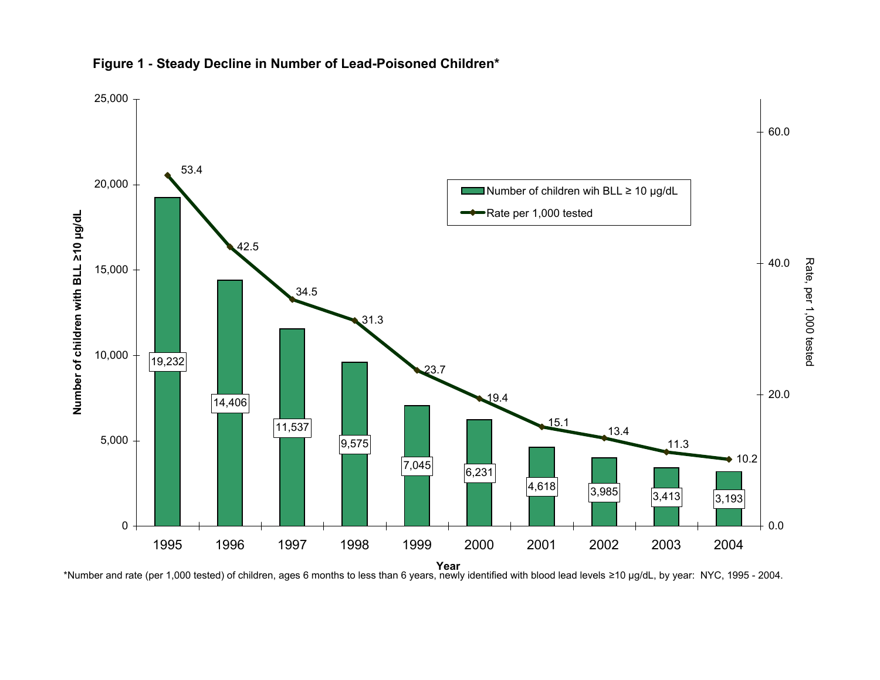**Figure 1 - Steady Decline in Number of Lead-Poisoned Children***

| Year | Number of children wih BLL ≥ 10 µg/dL | Rate per 1,000 tested |
|---|---|---|
| 1995 | 19,232 | 53.4 |
| 1996 | 14,406 | 42.5 |
| 1997 | 11,537 | 34.5 |
| 1998 | 9,575 | 31.3 |
| 1999 | 7,045 | 23.7 |
| 2000 | 6,231 | 19.4 |
| 2001 | 4,618 | 15.1 |
| 2002 | 3,985 | 13.4 |
| 2003 | 3,413 | 11.3 |
| 2004 | 3,193 | 10.2 |

*Number and rate (per 1,000 tested) of children, ages 6 months to less than 6 years, newly identified with blood lead levels ≥10 µg/dL, by year: NYC, 1995 - 2004.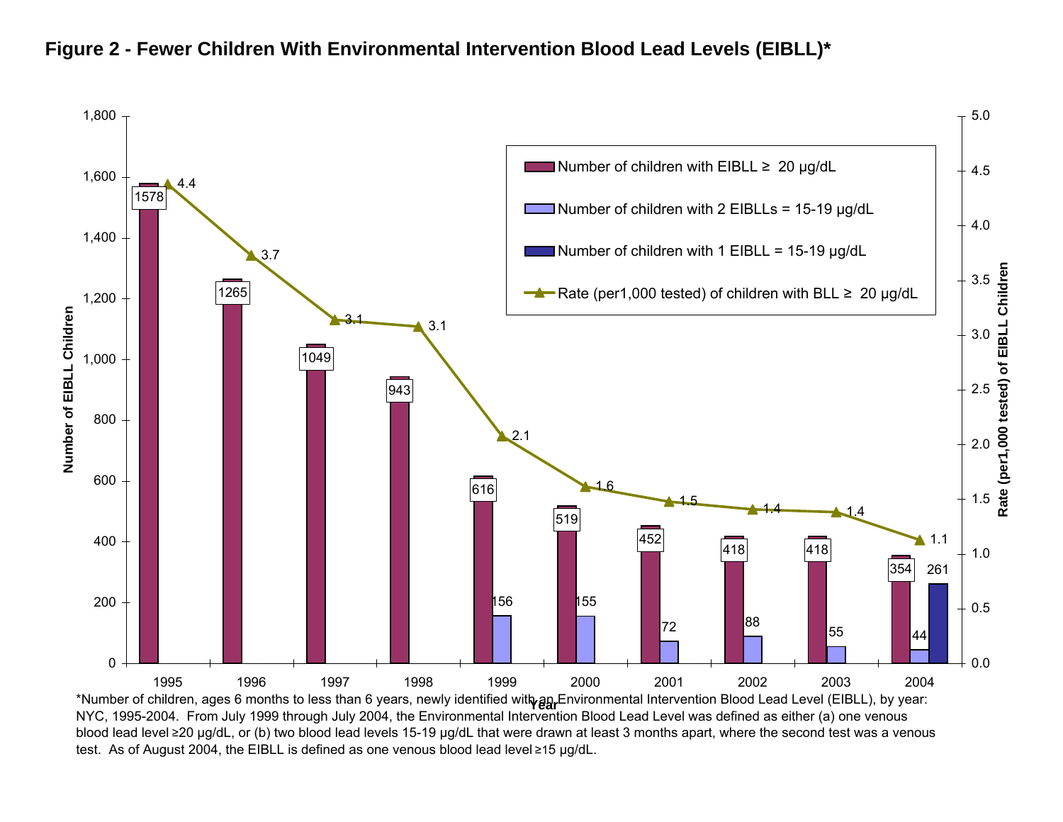# Figure 2 - Fewer Children With Environmental Intervention Blood Lead Levels (EIBLL)*

| Year | Number of children with EIBLL ≥ 20 µg/dL | Number of children with 2 EIBLLs = 15-19 µg/dL | Number of children with 1 EIBLL = 15-19 µg/dL | Rate (per1,000 tested) of children with BLL ≥ 20 µg/dL |
|---|---|---|---|---|
| 1995 | 1578 | | | 4.4 |
| 1996 | 1265 | | | 3.7 |
| 1997 | 1049 | | | 3.1 |
| 1998 | 943 | | | 3.1 |
| 1999 | 616 | 156 | | 2.1 |
| 2000 | 519 | 155 | | 1.6 |
| 2001 | 452 | 72 | | 1.5 |
| 2002 | 418 | 88 | | 1.4 |
| 2003 | 418 | 55 | | 1.4 |
| 2004 | 354 | 44 | 261 | 1.1 |

*Number of children, ages 6 months to less than 6 years, newly identified with an Environmental Intervention Blood Lead Level (EIBLL), by year: NYC, 1995-2004. From July 1999 through July 2004, the Environmental Intervention Blood Lead Level was defined as either (a) one venous blood lead level ≥20 µg/dL, or (b) two blood lead levels 15-19 µg/dL that were drawn at least 3 months apart, where the second test was a venous test. As of August 2004, the EIBLL is defined as one venous blood lead level ≥15 µg/dL.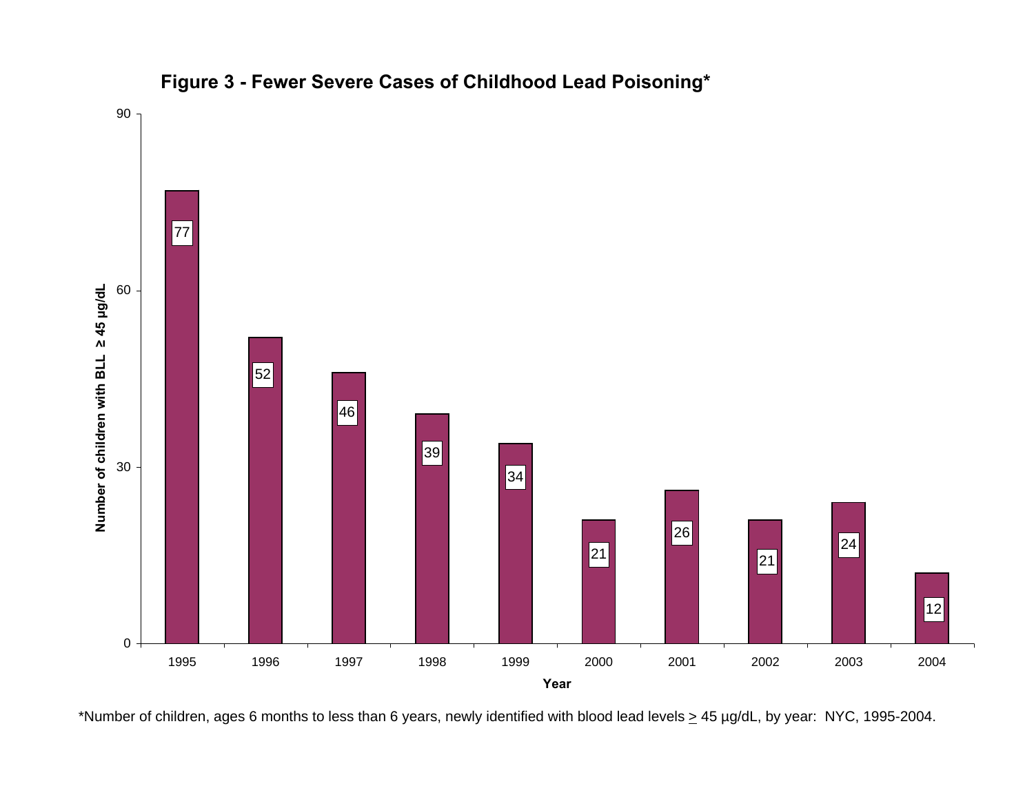**Figure 3 - Fewer Severe Cases of Childhood Lead Poisoning***

| Year | Number of children with BLL ≥ 45 µg/dL |
|---|---|
| 1995 | 77 |
| 1996 | 52 |
| 1997 | 46 |
| 1998 | 39 |
| 1999 | 34 |
| 2000 | 21 |
| 2001 | 26 |
| 2002 | 21 |
| 2003 | 24 |
| 2004 | 12 |

*Number of children, ages 6 months to less than 6 years, newly identified with blood lead levels ≥ 45 µg/dL, by year: NYC, 1995-2004.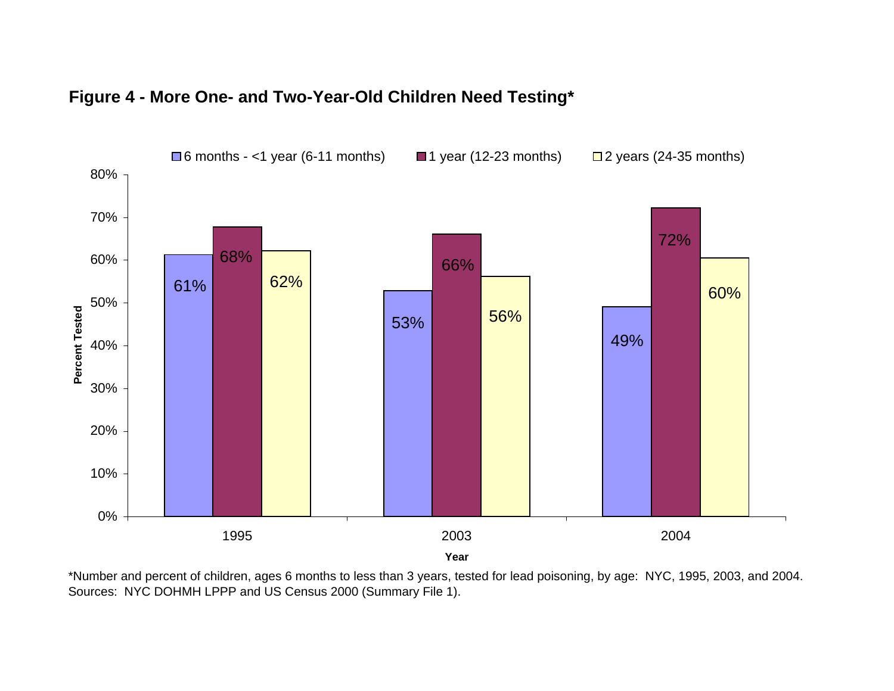**Figure 4 - More One- and Two-Year-Old Children Need Testing***

6 months - <1 year (6-11 months)
1 year (12-23 months)
2 years (24-35 months)

Percent Tested

80%
70%
60%
50%
40%
30%
20%
10%
0%

1995: 61% 68% 62%
2003: 53% 66% 56%
2004: 49% 72% 60%

Year

*Number and percent of children, ages 6 months to less than 3 years, tested for lead poisoning, by age: NYC, 1995, 2003, and 2004.
Sources: NYC DOHMH LPPP and US Census 2000 (Summary File 1).